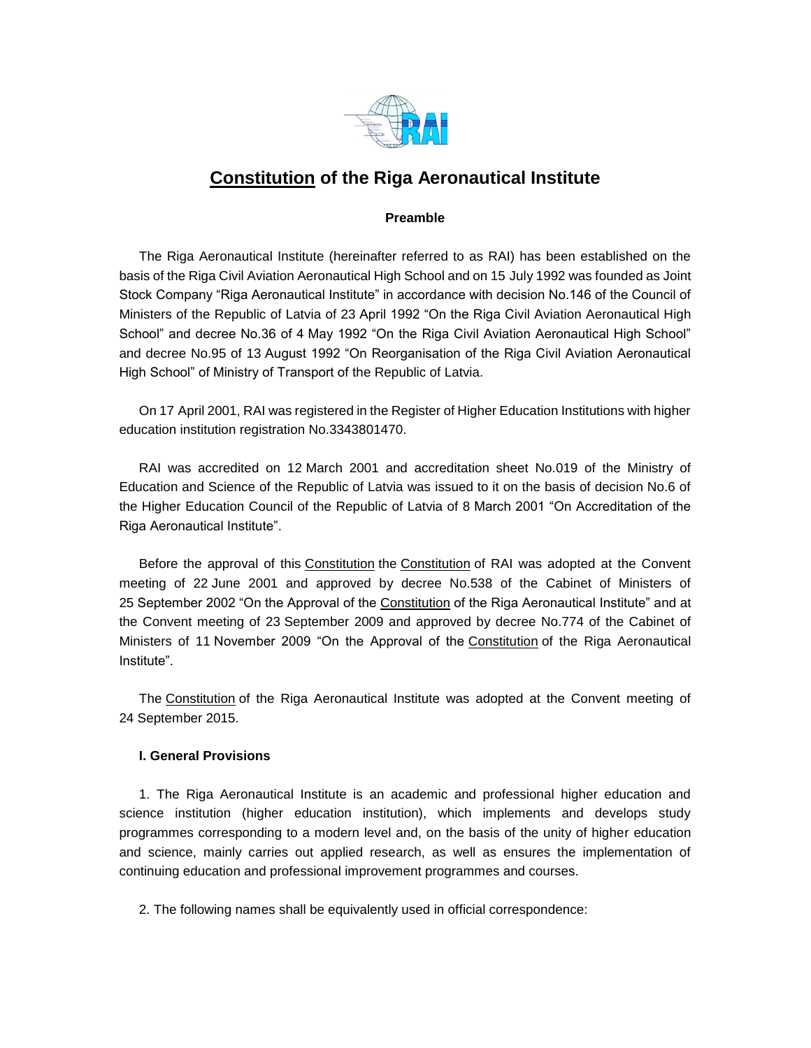# Constitution of the Riga Aeronautical Institute

**Preamble**

The Riga Aeronautical Institute (hereinafter referred to as RAI) has been established on the basis of the Riga Civil Aviation Aeronautical High School and on 15 July 1992 was founded as Joint Stock Company “Riga Aeronautical Institute” in accordance with decision No.146 of the Council of Ministers of the Republic of Latvia of 23 April 1992 “On the Riga Civil Aviation Aeronautical High School” and decree No.36 of 4 May 1992 “On the Riga Civil Aviation Aeronautical High School” and decree No.95 of 13 August 1992 “On Reorganisation of the Riga Civil Aviation Aeronautical High School” of Ministry of Transport of the Republic of Latvia.

On 17 April 2001, RAI was registered in the Register of Higher Education Institutions with higher education institution registration No.3343801470.

RAI was accredited on 12 March 2001 and accreditation sheet No.019 of the Ministry of Education and Science of the Republic of Latvia was issued to it on the basis of decision No.6 of the Higher Education Council of the Republic of Latvia of 8 March 2001 “On Accreditation of the Riga Aeronautical Institute”.

Before the approval of this Constitution the Constitution of RAI was adopted at the Convent meeting of 22 June 2001 and approved by decree No.538 of the Cabinet of Ministers of 25 September 2002 “On the Approval of the Constitution of the Riga Aeronautical Institute” and at the Convent meeting of 23 September 2009 and approved by decree No.774 of the Cabinet of Ministers of 11 November 2009 “On the Approval of the Constitution of the Riga Aeronautical Institute”.

The Constitution of the Riga Aeronautical Institute was adopted at the Convent meeting of 24 September 2015.

**I. General Provisions**

1. The Riga Aeronautical Institute is an academic and professional higher education and science institution (higher education institution), which implements and develops study programmes corresponding to a modern level and, on the basis of the unity of higher education and science, mainly carries out applied research, as well as ensures the implementation of continuing education and professional improvement programmes and courses.

2. The following names shall be equivalently used in official correspondence: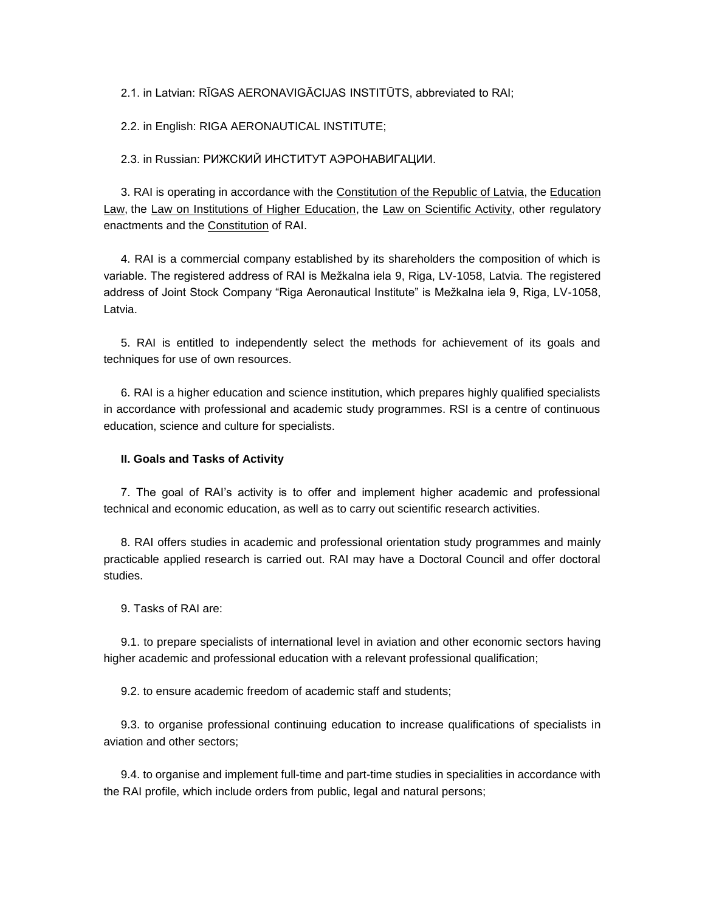2.1. in Latvian: RĪGAS AERONAVIGĀCIJAS INSTITŪTS, abbreviated to RAI;

2.2. in English: RIGA AERONAUTICAL INSTITUTE;

2.3. in Russian: РИЖСКИЙ ИНСТИТУТ АЭРОНАВИГАЦИИ.

3. RAI is operating in accordance with the Constitution of the Republic of Latvia, the Education Law, the Law on Institutions of Higher Education, the Law on Scientific Activity, other regulatory enactments and the Constitution of RAI.

4. RAI is a commercial company established by its shareholders the composition of which is variable. The registered address of RAI is Mežkalna iela 9, Riga, LV-1058, Latvia. The registered address of Joint Stock Company "Riga Aeronautical Institute" is Mežkalna iela 9, Riga, LV-1058, Latvia.

5. RAI is entitled to independently select the methods for achievement of its goals and techniques for use of own resources.

6. RAI is a higher education and science institution, which prepares highly qualified specialists in accordance with professional and academic study programmes. RSI is a centre of continuous education, science and culture for specialists.

**II. Goals and Tasks of Activity**

7. The goal of RAI's activity is to offer and implement higher academic and professional technical and economic education, as well as to carry out scientific research activities.

8. RAI offers studies in academic and professional orientation study programmes and mainly practicable applied research is carried out. RAI may have a Doctoral Council and offer doctoral studies.

9. Tasks of RAI are:

9.1. to prepare specialists of international level in aviation and other economic sectors having higher academic and professional education with a relevant professional qualification;

9.2. to ensure academic freedom of academic staff and students;

9.3. to organise professional continuing education to increase qualifications of specialists in aviation and other sectors;

9.4. to organise and implement full-time and part-time studies in specialities in accordance with the RAI profile, which include orders from public, legal and natural persons;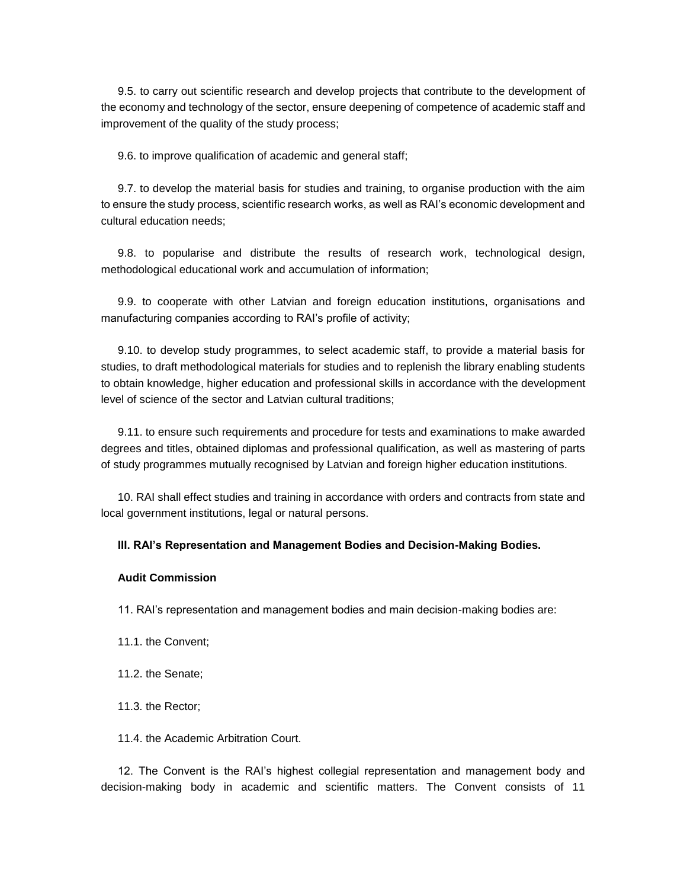9.5. to carry out scientific research and develop projects that contribute to the development of the economy and technology of the sector, ensure deepening of competence of academic staff and improvement of the quality of the study process;

9.6. to improve qualification of academic and general staff;

9.7. to develop the material basis for studies and training, to organise production with the aim to ensure the study process, scientific research works, as well as RAI's economic development and cultural education needs;

9.8. to popularise and distribute the results of research work, technological design, methodological educational work and accumulation of information;

9.9. to cooperate with other Latvian and foreign education institutions, organisations and manufacturing companies according to RAI's profile of activity;

9.10. to develop study programmes, to select academic staff, to provide a material basis for studies, to draft methodological materials for studies and to replenish the library enabling students to obtain knowledge, higher education and professional skills in accordance with the development level of science of the sector and Latvian cultural traditions;

9.11. to ensure such requirements and procedure for tests and examinations to make awarded degrees and titles, obtained diplomas and professional qualification, as well as mastering of parts of study programmes mutually recognised by Latvian and foreign higher education institutions.

10. RAI shall effect studies and training in accordance with orders and contracts from state and local government institutions, legal or natural persons.

**III. RAI's Representation and Management Bodies and Decision-Making Bodies.**

**Audit Commission**

11. RAI's representation and management bodies and main decision-making bodies are:

11.1. the Convent;

11.2. the Senate;

11.3. the Rector;

11.4. the Academic Arbitration Court.

12. The Convent is the RAI's highest collegial representation and management body and decision-making body in academic and scientific matters. The Convent consists of 11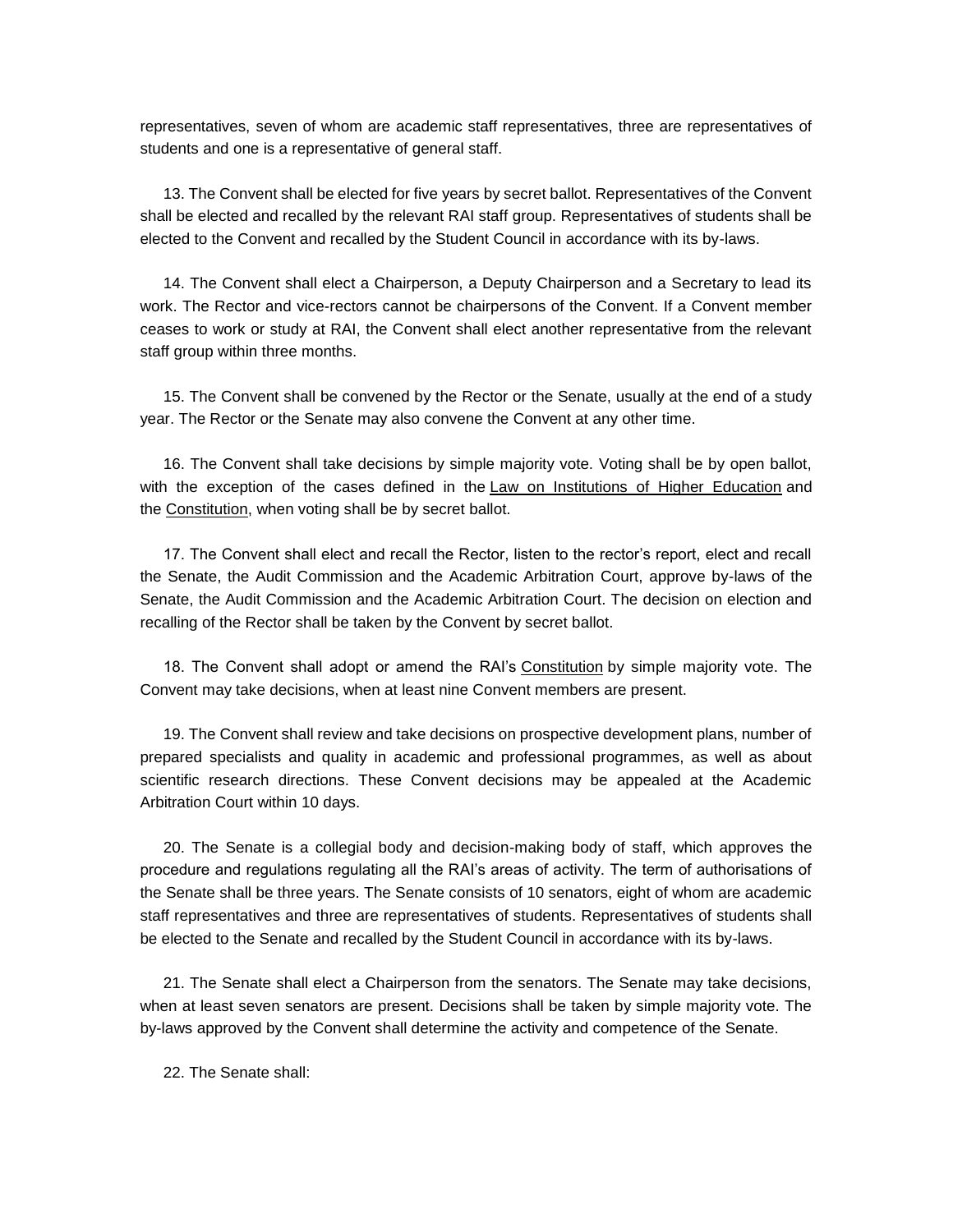representatives, seven of whom are academic staff representatives, three are representatives of students and one is a representative of general staff.

13. The Convent shall be elected for five years by secret ballot. Representatives of the Convent shall be elected and recalled by the relevant RAI staff group. Representatives of students shall be elected to the Convent and recalled by the Student Council in accordance with its by-laws.

14. The Convent shall elect a Chairperson, a Deputy Chairperson and a Secretary to lead its work. The Rector and vice-rectors cannot be chairpersons of the Convent. If a Convent member ceases to work or study at RAI, the Convent shall elect another representative from the relevant staff group within three months.

15. The Convent shall be convened by the Rector or the Senate, usually at the end of a study year. The Rector or the Senate may also convene the Convent at any other time.

16. The Convent shall take decisions by simple majority vote. Voting shall be by open ballot, with the exception of the cases defined in the Law on Institutions of Higher Education and the Constitution, when voting shall be by secret ballot.

17. The Convent shall elect and recall the Rector, listen to the rector's report, elect and recall the Senate, the Audit Commission and the Academic Arbitration Court, approve by-laws of the Senate, the Audit Commission and the Academic Arbitration Court. The decision on election and recalling of the Rector shall be taken by the Convent by secret ballot.

18. The Convent shall adopt or amend the RAI's Constitution by simple majority vote. The Convent may take decisions, when at least nine Convent members are present.

19. The Convent shall review and take decisions on prospective development plans, number of prepared specialists and quality in academic and professional programmes, as well as about scientific research directions. These Convent decisions may be appealed at the Academic Arbitration Court within 10 days.

20. The Senate is a collegial body and decision-making body of staff, which approves the procedure and regulations regulating all the RAI's areas of activity. The term of authorisations of the Senate shall be three years. The Senate consists of 10 senators, eight of whom are academic staff representatives and three are representatives of students. Representatives of students shall be elected to the Senate and recalled by the Student Council in accordance with its by-laws.

21. The Senate shall elect a Chairperson from the senators. The Senate may take decisions, when at least seven senators are present. Decisions shall be taken by simple majority vote. The by-laws approved by the Convent shall determine the activity and competence of the Senate.

22. The Senate shall: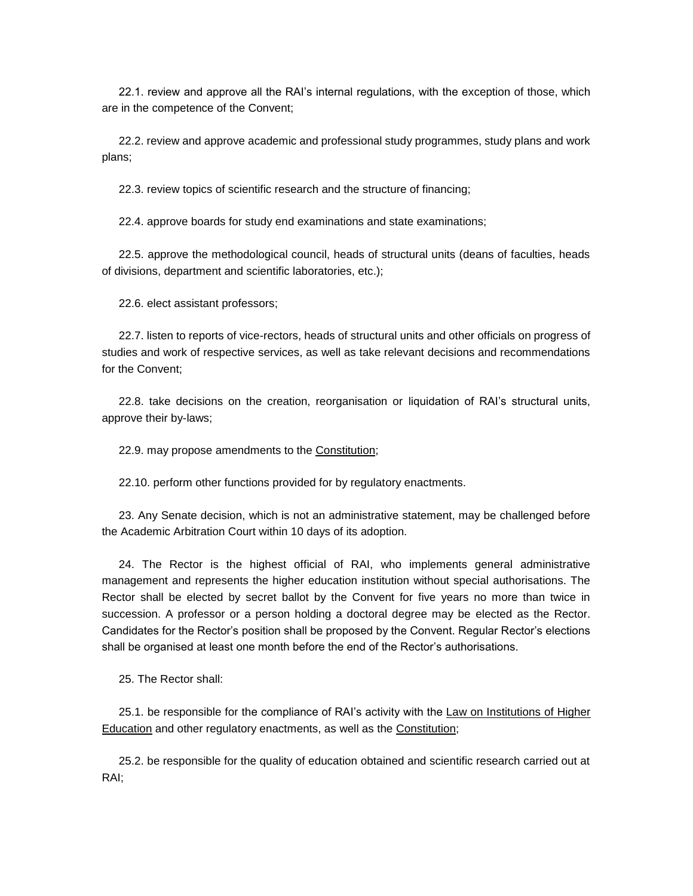22.1. review and approve all the RAI's internal regulations, with the exception of those, which are in the competence of the Convent;

22.2. review and approve academic and professional study programmes, study plans and work plans;

22.3. review topics of scientific research and the structure of financing;

22.4. approve boards for study end examinations and state examinations;

22.5. approve the methodological council, heads of structural units (deans of faculties, heads of divisions, department and scientific laboratories, etc.);

22.6. elect assistant professors;

22.7. listen to reports of vice-rectors, heads of structural units and other officials on progress of studies and work of respective services, as well as take relevant decisions and recommendations for the Convent;

22.8. take decisions on the creation, reorganisation or liquidation of RAI's structural units, approve their by-laws;

22.9. may propose amendments to the Constitution;

22.10. perform other functions provided for by regulatory enactments.

23. Any Senate decision, which is not an administrative statement, may be challenged before the Academic Arbitration Court within 10 days of its adoption.

24. The Rector is the highest official of RAI, who implements general administrative management and represents the higher education institution without special authorisations. The Rector shall be elected by secret ballot by the Convent for five years no more than twice in succession. A professor or a person holding a doctoral degree may be elected as the Rector. Candidates for the Rector's position shall be proposed by the Convent. Regular Rector's elections shall be organised at least one month before the end of the Rector's authorisations.

25. The Rector shall:

25.1. be responsible for the compliance of RAI's activity with the Law on Institutions of Higher Education and other regulatory enactments, as well as the Constitution;

25.2. be responsible for the quality of education obtained and scientific research carried out at RAI;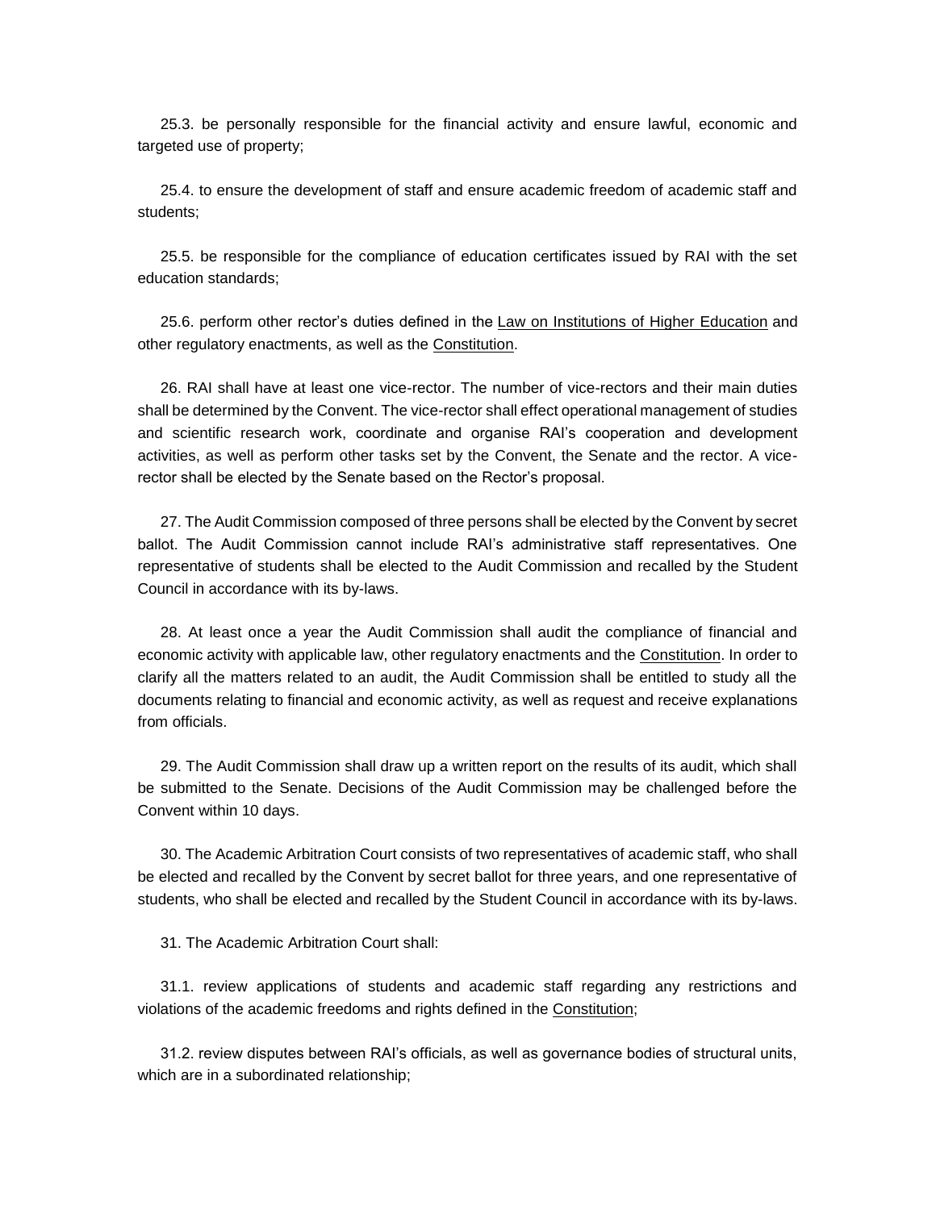25.3. be personally responsible for the financial activity and ensure lawful, economic and targeted use of property;

25.4. to ensure the development of staff and ensure academic freedom of academic staff and students;

25.5. be responsible for the compliance of education certificates issued by RAI with the set education standards;

25.6. perform other rector's duties defined in the Law on Institutions of Higher Education and other regulatory enactments, as well as the Constitution.

26. RAI shall have at least one vice-rector. The number of vice-rectors and their main duties shall be determined by the Convent. The vice-rector shall effect operational management of studies and scientific research work, coordinate and organise RAI's cooperation and development activities, as well as perform other tasks set by the Convent, the Senate and the rector. A vice-rector shall be elected by the Senate based on the Rector's proposal.

27. The Audit Commission composed of three persons shall be elected by the Convent by secret ballot. The Audit Commission cannot include RAI's administrative staff representatives. One representative of students shall be elected to the Audit Commission and recalled by the Student Council in accordance with its by-laws.

28. At least once a year the Audit Commission shall audit the compliance of financial and economic activity with applicable law, other regulatory enactments and the Constitution. In order to clarify all the matters related to an audit, the Audit Commission shall be entitled to study all the documents relating to financial and economic activity, as well as request and receive explanations from officials.

29. The Audit Commission shall draw up a written report on the results of its audit, which shall be submitted to the Senate. Decisions of the Audit Commission may be challenged before the Convent within 10 days.

30. The Academic Arbitration Court consists of two representatives of academic staff, who shall be elected and recalled by the Convent by secret ballot for three years, and one representative of students, who shall be elected and recalled by the Student Council in accordance with its by-laws.

31. The Academic Arbitration Court shall:

31.1. review applications of students and academic staff regarding any restrictions and violations of the academic freedoms and rights defined in the Constitution;

31.2. review disputes between RAI's officials, as well as governance bodies of structural units, which are in a subordinated relationship;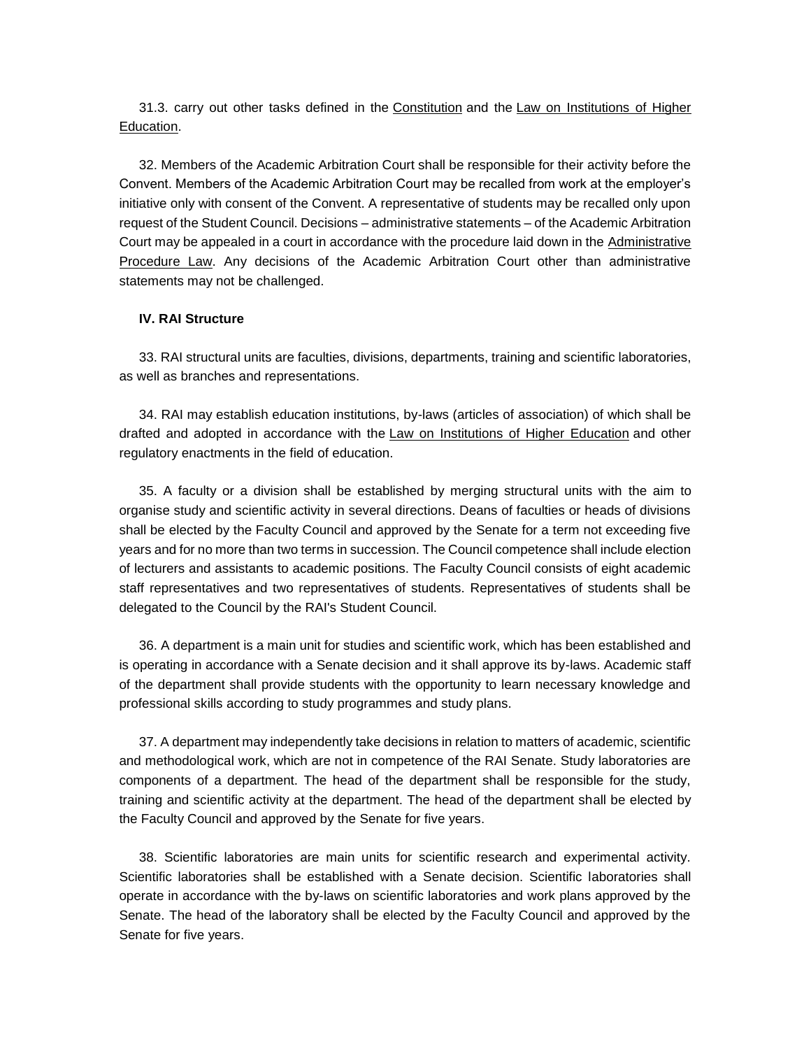31.3. carry out other tasks defined in the Constitution and the Law on Institutions of Higher Education.

32. Members of the Academic Arbitration Court shall be responsible for their activity before the Convent. Members of the Academic Arbitration Court may be recalled from work at the employer's initiative only with consent of the Convent. A representative of students may be recalled only upon request of the Student Council. Decisions – administrative statements – of the Academic Arbitration Court may be appealed in a court in accordance with the procedure laid down in the Administrative Procedure Law. Any decisions of the Academic Arbitration Court other than administrative statements may not be challenged.

### IV. RAI Structure

33. RAI structural units are faculties, divisions, departments, training and scientific laboratories, as well as branches and representations.

34. RAI may establish education institutions, by-laws (articles of association) of which shall be drafted and adopted in accordance with the Law on Institutions of Higher Education and other regulatory enactments in the field of education.

35. A faculty or a division shall be established by merging structural units with the aim to organise study and scientific activity in several directions. Deans of faculties or heads of divisions shall be elected by the Faculty Council and approved by the Senate for a term not exceeding five years and for no more than two terms in succession. The Council competence shall include election of lecturers and assistants to academic positions. The Faculty Council consists of eight academic staff representatives and two representatives of students. Representatives of students shall be delegated to the Council by the RAI's Student Council.

36. A department is a main unit for studies and scientific work, which has been established and is operating in accordance with a Senate decision and it shall approve its by-laws. Academic staff of the department shall provide students with the opportunity to learn necessary knowledge and professional skills according to study programmes and study plans.

37. A department may independently take decisions in relation to matters of academic, scientific and methodological work, which are not in competence of the RAI Senate. Study laboratories are components of a department. The head of the department shall be responsible for the study, training and scientific activity at the department. The head of the department shall be elected by the Faculty Council and approved by the Senate for five years.

38. Scientific laboratories are main units for scientific research and experimental activity. Scientific laboratories shall be established with a Senate decision. Scientific laboratories shall operate in accordance with the by-laws on scientific laboratories and work plans approved by the Senate. The head of the laboratory shall be elected by the Faculty Council and approved by the Senate for five years.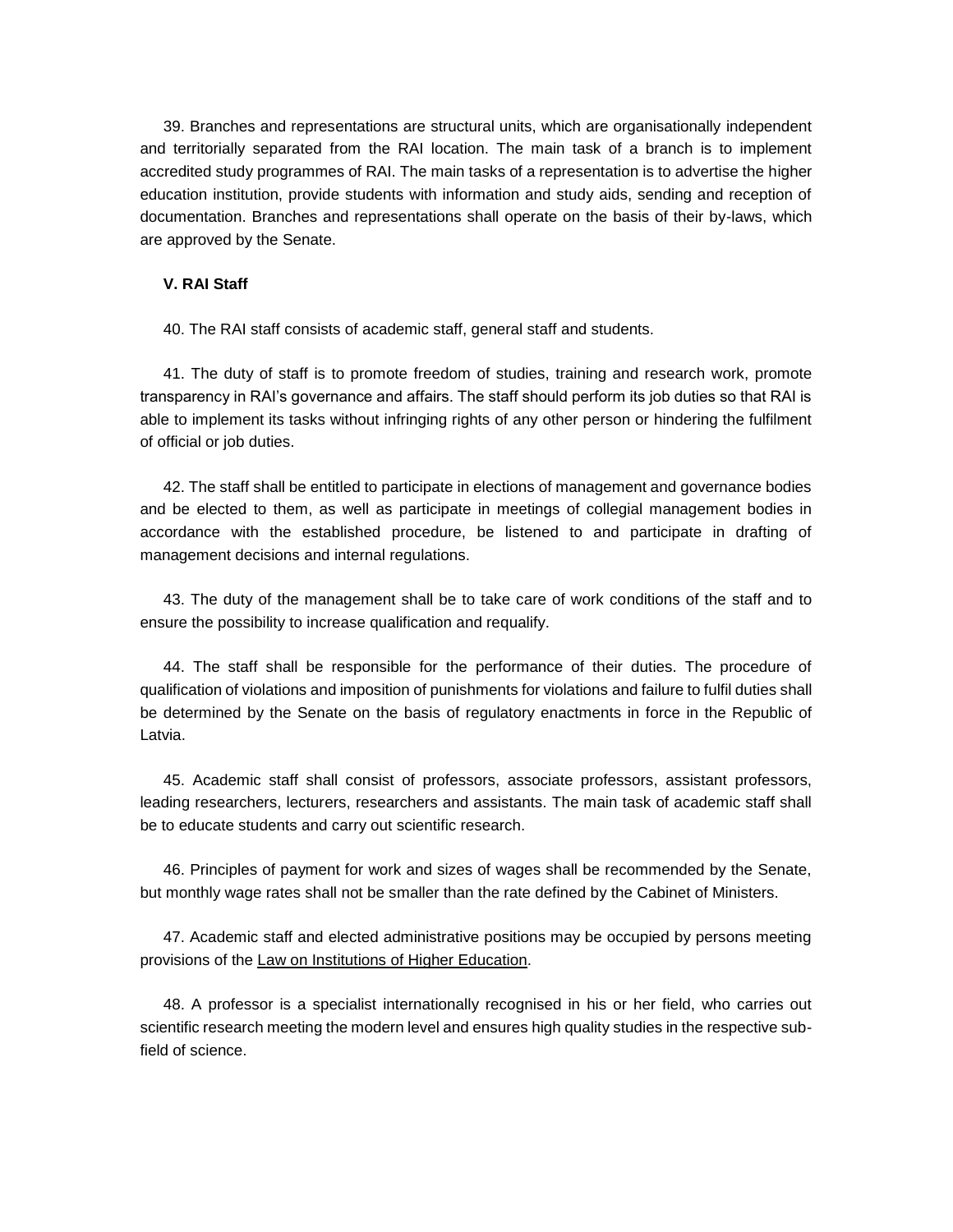39. Branches and representations are structural units, which are organisationally independent and territorially separated from the RAI location. The main task of a branch is to implement accredited study programmes of RAI. The main tasks of a representation is to advertise the higher education institution, provide students with information and study aids, sending and reception of documentation. Branches and representations shall operate on the basis of their by-laws, which are approved by the Senate.

**V. RAI Staff**

40. The RAI staff consists of academic staff, general staff and students.

41. The duty of staff is to promote freedom of studies, training and research work, promote transparency in RAI's governance and affairs. The staff should perform its job duties so that RAI is able to implement its tasks without infringing rights of any other person or hindering the fulfilment of official or job duties.

42. The staff shall be entitled to participate in elections of management and governance bodies and be elected to them, as well as participate in meetings of collegial management bodies in accordance with the established procedure, be listened to and participate in drafting of management decisions and internal regulations.

43. The duty of the management shall be to take care of work conditions of the staff and to ensure the possibility to increase qualification and requalify.

44. The staff shall be responsible for the performance of their duties. The procedure of qualification of violations and imposition of punishments for violations and failure to fulfil duties shall be determined by the Senate on the basis of regulatory enactments in force in the Republic of Latvia.

45. Academic staff shall consist of professors, associate professors, assistant professors, leading researchers, lecturers, researchers and assistants. The main task of academic staff shall be to educate students and carry out scientific research.

46. Principles of payment for work and sizes of wages shall be recommended by the Senate, but monthly wage rates shall not be smaller than the rate defined by the Cabinet of Ministers.

47. Academic staff and elected administrative positions may be occupied by persons meeting provisions of the Law on Institutions of Higher Education.

48. A professor is a specialist internationally recognised in his or her field, who carries out scientific research meeting the modern level and ensures high quality studies in the respective sub-field of science.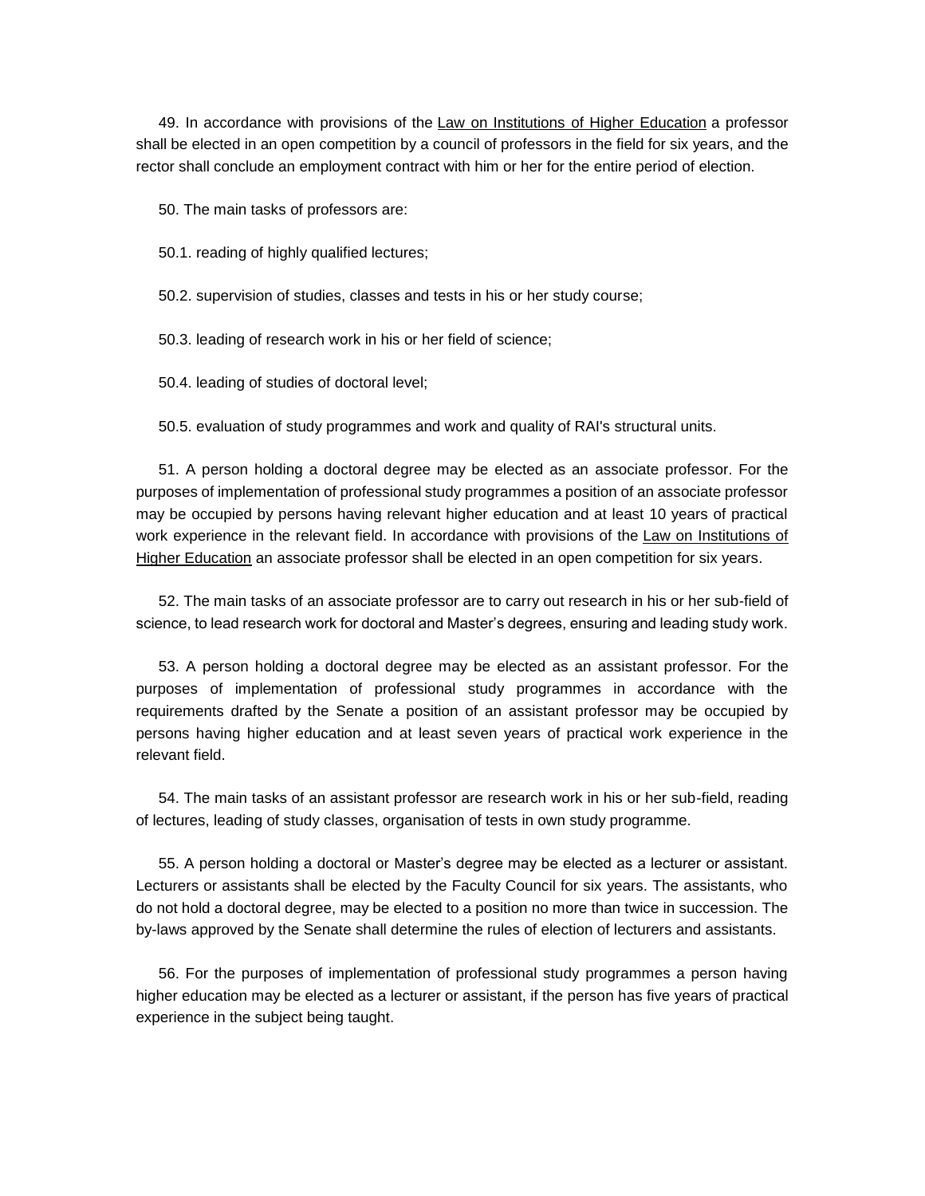49. In accordance with provisions of the Law on Institutions of Higher Education a professor shall be elected in an open competition by a council of professors in the field for six years, and the rector shall conclude an employment contract with him or her for the entire period of election.

50. The main tasks of professors are:

50.1. reading of highly qualified lectures;

50.2. supervision of studies, classes and tests in his or her study course;

50.3. leading of research work in his or her field of science;

50.4. leading of studies of doctoral level;

50.5. evaluation of study programmes and work and quality of RAI's structural units.

51. A person holding a doctoral degree may be elected as an associate professor. For the purposes of implementation of professional study programmes a position of an associate professor may be occupied by persons having relevant higher education and at least 10 years of practical work experience in the relevant field. In accordance with provisions of the Law on Institutions of Higher Education an associate professor shall be elected in an open competition for six years.

52. The main tasks of an associate professor are to carry out research in his or her sub-field of science, to lead research work for doctoral and Master's degrees, ensuring and leading study work.

53. A person holding a doctoral degree may be elected as an assistant professor. For the purposes of implementation of professional study programmes in accordance with the requirements drafted by the Senate a position of an assistant professor may be occupied by persons having higher education and at least seven years of practical work experience in the relevant field.

54. The main tasks of an assistant professor are research work in his or her sub-field, reading of lectures, leading of study classes, organisation of tests in own study programme.

55. A person holding a doctoral or Master's degree may be elected as a lecturer or assistant. Lecturers or assistants shall be elected by the Faculty Council for six years. The assistants, who do not hold a doctoral degree, may be elected to a position no more than twice in succession. The by-laws approved by the Senate shall determine the rules of election of lecturers and assistants.

56. For the purposes of implementation of professional study programmes a person having higher education may be elected as a lecturer or assistant, if the person has five years of practical experience in the subject being taught.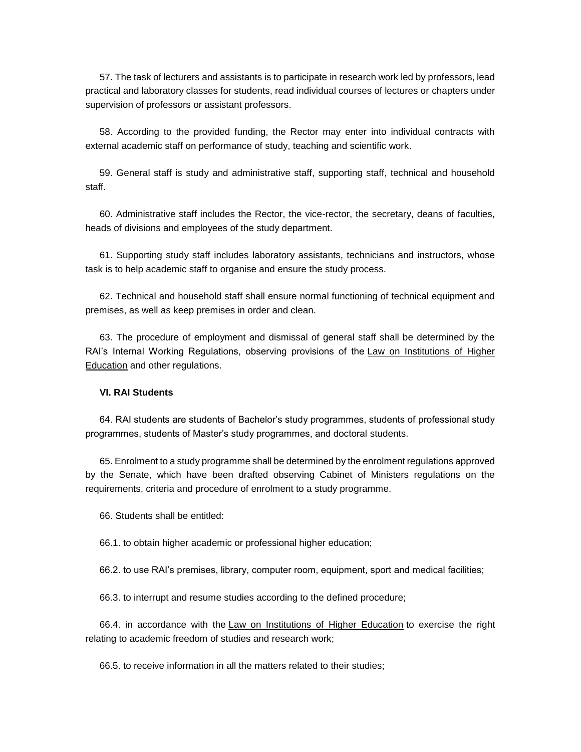57. The task of lecturers and assistants is to participate in research work led by professors, lead practical and laboratory classes for students, read individual courses of lectures or chapters under supervision of professors or assistant professors.

58. According to the provided funding, the Rector may enter into individual contracts with external academic staff on performance of study, teaching and scientific work.

59. General staff is study and administrative staff, supporting staff, technical and household staff.

60. Administrative staff includes the Rector, the vice-rector, the secretary, deans of faculties, heads of divisions and employees of the study department.

61. Supporting study staff includes laboratory assistants, technicians and instructors, whose task is to help academic staff to organise and ensure the study process.

62. Technical and household staff shall ensure normal functioning of technical equipment and premises, as well as keep premises in order and clean.

63. The procedure of employment and dismissal of general staff shall be determined by the RAI's Internal Working Regulations, observing provisions of the Law on Institutions of Higher Education and other regulations.

**VI. RAI Students**

64. RAI students are students of Bachelor's study programmes, students of professional study programmes, students of Master's study programmes, and doctoral students.

65. Enrolment to a study programme shall be determined by the enrolment regulations approved by the Senate, which have been drafted observing Cabinet of Ministers regulations on the requirements, criteria and procedure of enrolment to a study programme.

66. Students shall be entitled:

66.1. to obtain higher academic or professional higher education;

66.2. to use RAI's premises, library, computer room, equipment, sport and medical facilities;

66.3. to interrupt and resume studies according to the defined procedure;

66.4. in accordance with the Law on Institutions of Higher Education to exercise the right relating to academic freedom of studies and research work;

66.5. to receive information in all the matters related to their studies;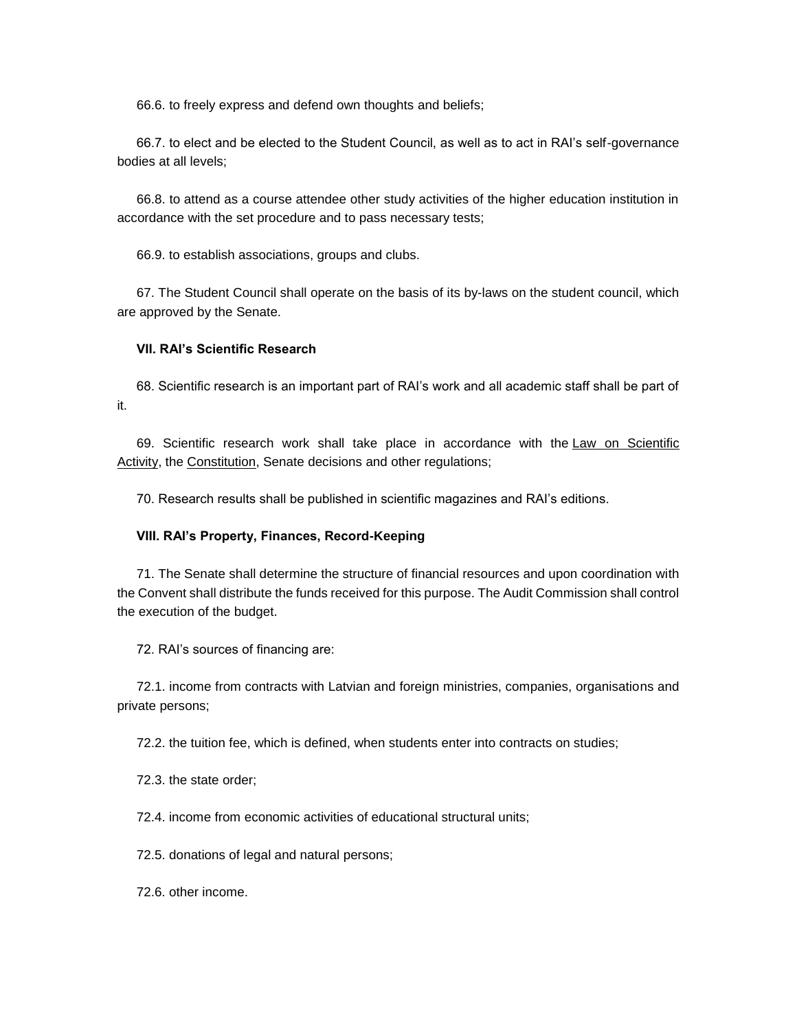66.6. to freely express and defend own thoughts and beliefs;

66.7. to elect and be elected to the Student Council, as well as to act in RAI's self-governance bodies at all levels;

66.8. to attend as a course attendee other study activities of the higher education institution in accordance with the set procedure and to pass necessary tests;

66.9. to establish associations, groups and clubs.

67. The Student Council shall operate on the basis of its by-laws on the student council, which are approved by the Senate.

**VII. RAI's Scientific Research**

68. Scientific research is an important part of RAI's work and all academic staff shall be part of it.

69. Scientific research work shall take place in accordance with the Law on Scientific Activity, the Constitution, Senate decisions and other regulations;

70. Research results shall be published in scientific magazines and RAI's editions.

**VIII. RAI's Property, Finances, Record-Keeping**

71. The Senate shall determine the structure of financial resources and upon coordination with the Convent shall distribute the funds received for this purpose. The Audit Commission shall control the execution of the budget.

72. RAI's sources of financing are:

72.1. income from contracts with Latvian and foreign ministries, companies, organisations and private persons;

72.2. the tuition fee, which is defined, when students enter into contracts on studies;

72.3. the state order;

72.4. income from economic activities of educational structural units;

72.5. donations of legal and natural persons;

72.6. other income.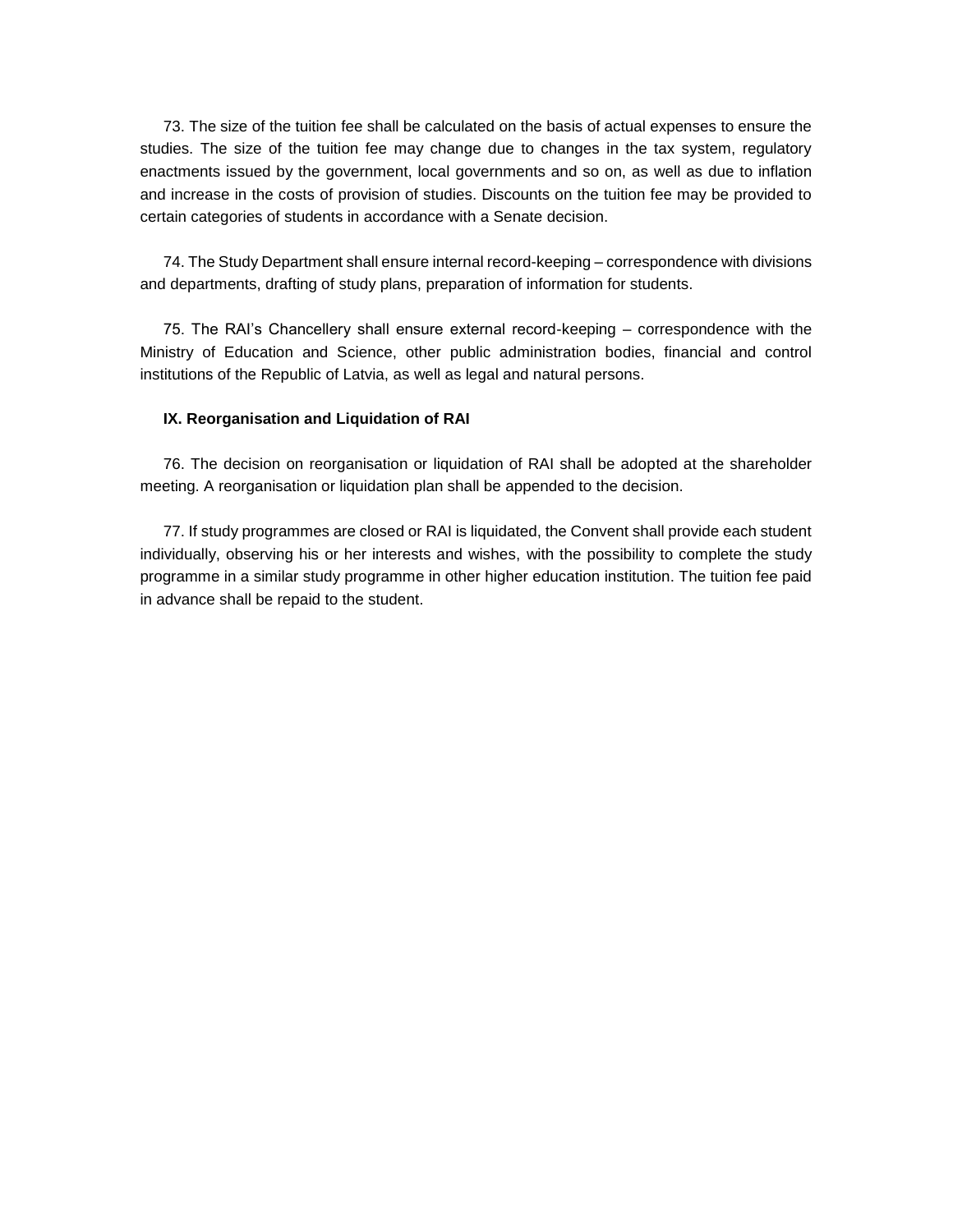73. The size of the tuition fee shall be calculated on the basis of actual expenses to ensure the studies. The size of the tuition fee may change due to changes in the tax system, regulatory enactments issued by the government, local governments and so on, as well as due to inflation and increase in the costs of provision of studies. Discounts on the tuition fee may be provided to certain categories of students in accordance with a Senate decision.

74. The Study Department shall ensure internal record-keeping – correspondence with divisions and departments, drafting of study plans, preparation of information for students.

75. The RAI's Chancellery shall ensure external record-keeping – correspondence with the Ministry of Education and Science, other public administration bodies, financial and control institutions of the Republic of Latvia, as well as legal and natural persons.

**IX. Reorganisation and Liquidation of RAI**

76. The decision on reorganisation or liquidation of RAI shall be adopted at the shareholder meeting. A reorganisation or liquidation plan shall be appended to the decision.

77. If study programmes are closed or RAI is liquidated, the Convent shall provide each student individually, observing his or her interests and wishes, with the possibility to complete the study programme in a similar study programme in other higher education institution. The tuition fee paid in advance shall be repaid to the student.